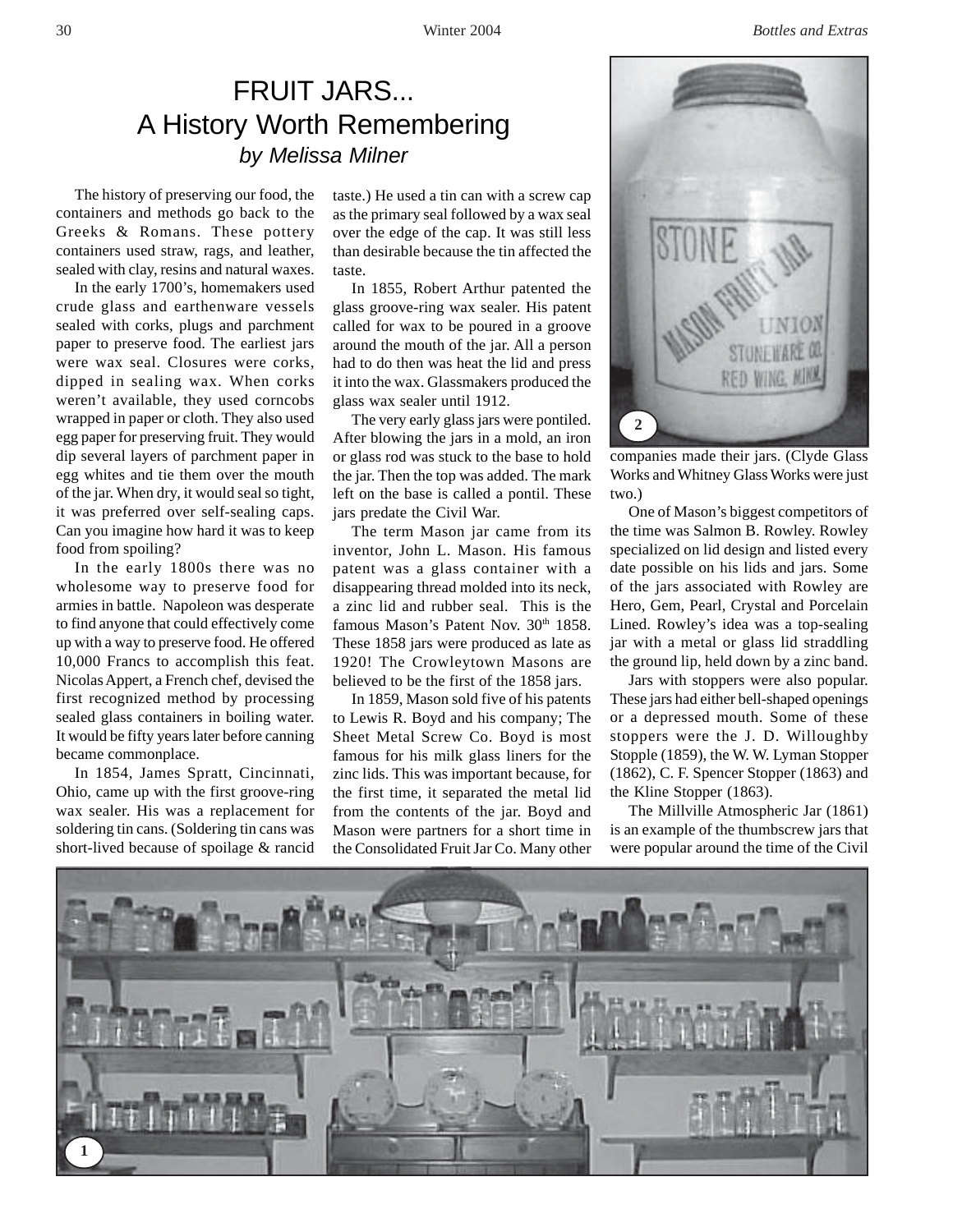# FRUIT JARS... A History Worth Remembering

*by Melissa Milner*

The history of preserving our food, the containers and methods go back to the Greeks & Romans. These pottery containers used straw, rags, and leather, sealed with clay, resins and natural waxes.

In the early 1700's, homemakers used crude glass and earthenware vessels sealed with corks, plugs and parchment paper to preserve food. The earliest jars were wax seal. Closures were corks, dipped in sealing wax. When corks weren't available, they used corncobs wrapped in paper or cloth. They also used egg paper for preserving fruit. They would dip several layers of parchment paper in egg whites and tie them over the mouth of the jar. When dry, it would seal so tight, it was preferred over self-sealing caps. Can you imagine how hard it was to keep food from spoiling?

In the early 1800s there was no wholesome way to preserve food for armies in battle. Napoleon was desperate to find anyone that could effectively come up with a way to preserve food. He offered 10,000 Francs to accomplish this feat. Nicolas Appert, a French chef, devised the first recognized method by processing sealed glass containers in boiling water. It would be fifty years later before canning became commonplace.

In 1854, James Spratt, Cincinnati, Ohio, came up with the first groove-ring wax sealer. His was a replacement for soldering tin cans. (Soldering tin cans was short-lived because of spoilage & rancid taste.) He used a tin can with a screw cap as the primary seal followed by a wax seal over the edge of the cap. It was still less than desirable because the tin affected the taste.

In 1855, Robert Arthur patented the glass groove-ring wax sealer. His patent called for wax to be poured in a groove around the mouth of the jar. All a person had to do then was heat the lid and press it into the wax. Glassmakers produced the glass wax sealer until 1912.

The very early glass jars were pontiled. After blowing the jars in a mold, an iron or glass rod was stuck to the base to hold the jar. Then the top was added. The mark left on the base is called a pontil. These jars predate the Civil War.

The term Mason jar came from its inventor, John L. Mason. His famous patent was a glass container with a disappearing thread molded into its neck, a zinc lid and rubber seal. This is the famous Mason's Patent Nov. 30th 1858. These 1858 jars were produced as late as 1920! The Crowleytown Masons are believed to be the first of the 1858 jars.

In 1859, Mason sold five of his patents to Lewis R. Boyd and his company; The Sheet Metal Screw Co. Boyd is most famous for his milk glass liners for the zinc lids. This was important because, for the first time, it separated the metal lid from the contents of the jar. Boyd and Mason were partners for a short time in the Consolidated Fruit Jar Co. Many other companies made their jars. (Clyde Glass Works and Whitney Glass Works were just two.)

One of Mason's biggest competitors of the time was Salmon B. Rowley. Rowley specialized on lid design and listed every date possible on his lids and jars. Some of the jars associated with Rowley are Hero, Gem, Pearl, Crystal and Porcelain Lined. Rowley's idea was a top-sealing jar with a metal or glass lid straddling the ground lip, held down by a zinc band.

Jars with stoppers were also popular. These jars had either bell-shaped openings or a depressed mouth. Some of these stoppers were the J. D. Willoughby Stopple (1859), the W. W. Lyman Stopper (1862), C. F. Spencer Stopper (1863) and the Kline Stopper (1863).

The Millville Atmospheric Jar (1861) is an example of the thumbscrew jars that were popular around the time of the Civil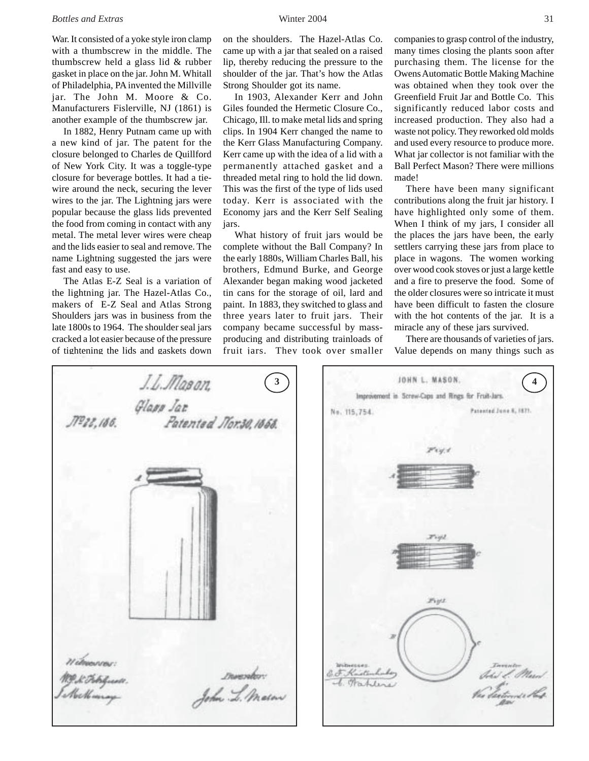War. It consisted of a yoke style iron clamp with a thumbscrew in the middle. The thumbscrew held a glass lid & rubber gasket in place on the jar. John M. Whitall of Philadelphia, PA invented the Millville jar. The John M. Moore & Co. Manufacturers Fislerville, NJ (1861) is another example of the thumbscrew jar.

In 1882, Henry Putnam came up with a new kind of jar. The patent for the closure belonged to Charles de Quillford of New York City. It was a toggle-type closure for beverage bottles. It had a tie-wire around the neck, securing the lever wires to the jar. The Lightning jars were popular because the glass lids prevented the food from coming in contact with any metal. The metal lever wires were cheap and the lids easier to seal and remove. The name Lightning suggested the jars were fast and easy to use.

The Atlas E-Z Seal is a variation of the lightning jar. The Hazel-Atlas Co., makers of E-Z Seal and Atlas Strong Shoulders jars was in business from the late 1800s to 1964. The shoulder seal jars cracked a lot easier because of the pressure of tightening the lids and gaskets down on the shoulders. The Hazel-Atlas Co. came up with a jar that sealed on a raised lip, thereby reducing the pressure to the shoulder of the jar. That's how the Atlas Strong Shoulder got its name.

In 1903, Alexander Kerr and John Giles founded the Hermetic Closure Co., Chicago, Ill. to make metal lids and spring clips. In 1904 Kerr changed the name to the Kerr Glass Manufacturing Company. Kerr came up with the idea of a lid with a permanently attached gasket and a threaded metal ring to hold the lid down. This was the first of the type of lids used today. Kerr is associated with the Economy jars and the Kerr Self Sealing jars.

What history of fruit jars would be complete without the Ball Company? In the early 1880s, William Charles Ball, his brothers, Edmund Burke, and George Alexander began making wood jacketed tin cans for the storage of oil, lard and paint. In 1883, they switched to glass and three years later to fruit jars. Their company became successful by mass-producing and distributing trainloads of fruit jars. They took over smaller companies to grasp control of the industry, many times closing the plants soon after purchasing them. The license for the Owens Automatic Bottle Making Machine was obtained when they took over the Greenfield Fruit Jar and Bottle Co. This significantly reduced labor costs and increased production. They also had a waste not policy. They reworked old molds and used every resource to produce more. What jar collector is not familiar with the Ball Perfect Mason? There were millions made!

There have been many significant contributions along the fruit jar history. I have highlighted only some of them. When I think of my jars, I consider all the places the jars have been, the early settlers carrying these jars from place to place in wagons. The women working over wood cook stoves or just a large kettle and a fire to preserve the food. Some of the older closures were so intricate it must have been difficult to fasten the closure with the hot contents of the jar. It is a miracle any of these jars survived.

There are thousands of varieties of jars. Value depends on many things such as

3

J. L. Mason, Glass Jar. No 22,186. Patented Nov. 30, 1858.

4

JOHN L. MASON. Improvement in Screw-Caps and Rings for Fruit-Jars. No. 115,754. Patented June 6, 1871.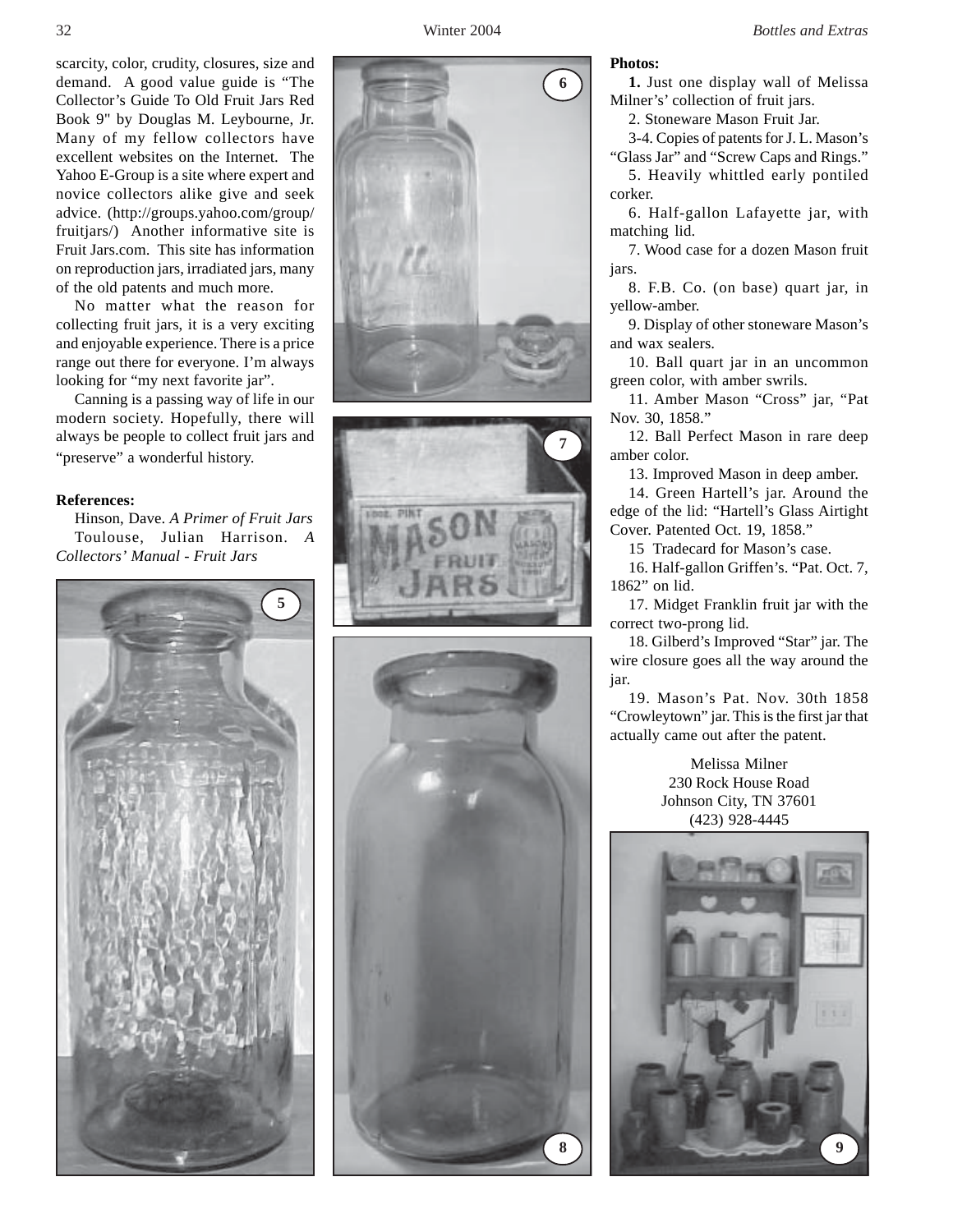scarcity, color, crudity, closures, size and demand. A good value guide is "The Collector's Guide To Old Fruit Jars Red Book 9" by Douglas M. Leybourne, Jr. Many of my fellow collectors have excellent websites on the Internet. The Yahoo E-Group is a site where expert and novice collectors alike give and seek advice. (http://groups.yahoo.com/group/fruitjars/) Another informative site is Fruit Jars.com. This site has information on reproduction jars, irradiated jars, many of the old patents and much more.

No matter what the reason for collecting fruit jars, it is a very exciting and enjoyable experience. There is a price range out there for everyone. I'm always looking for "my next favorite jar".

Canning is a passing way of life in our modern society. Hopefully, there will always be people to collect fruit jars and "preserve" a wonderful history.

**References:**

Hinson, Dave. *A Primer of Fruit Jars*

Toulouse, Julian Harrison. *A Collectors' Manual - Fruit Jars*

**Photos:**

**1.** Just one display wall of Melissa Milner's' collection of fruit jars.

2. Stoneware Mason Fruit Jar.

3-4. Copies of patents for J. L. Mason's "Glass Jar" and "Screw Caps and Rings."

5. Heavily whittled early pontiled corker.

6. Half-gallon Lafayette jar, with matching lid.

7. Wood case for a dozen Mason fruit jars.

8. F.B. Co. (on base) quart jar, in yellow-amber.

9. Display of other stoneware Mason's and wax sealers.

10. Ball quart jar in an uncommon green color, with amber swrils.

11. Amber Mason "Cross" jar, "Pat Nov. 30, 1858."

12. Ball Perfect Mason in rare deep amber color.

13. Improved Mason in deep amber.

14. Green Hartell's jar. Around the edge of the lid: "Hartell's Glass Airtight Cover. Patented Oct. 19, 1858."

15 Tradecard for Mason's case.

16. Half-gallon Griffen's. "Pat. Oct. 7, 1862" on lid.

17. Midget Franklin fruit jar with the correct two-prong lid.

18. Gilberd's Improved "Star" jar. The wire closure goes all the way around the jar.

19. Mason's Pat. Nov. 30th 1858 "Crowleytown" jar. This is the first jar that actually came out after the patent.

Melissa Milner
230 Rock House Road
Johnson City, TN 37601
(423) 928-4445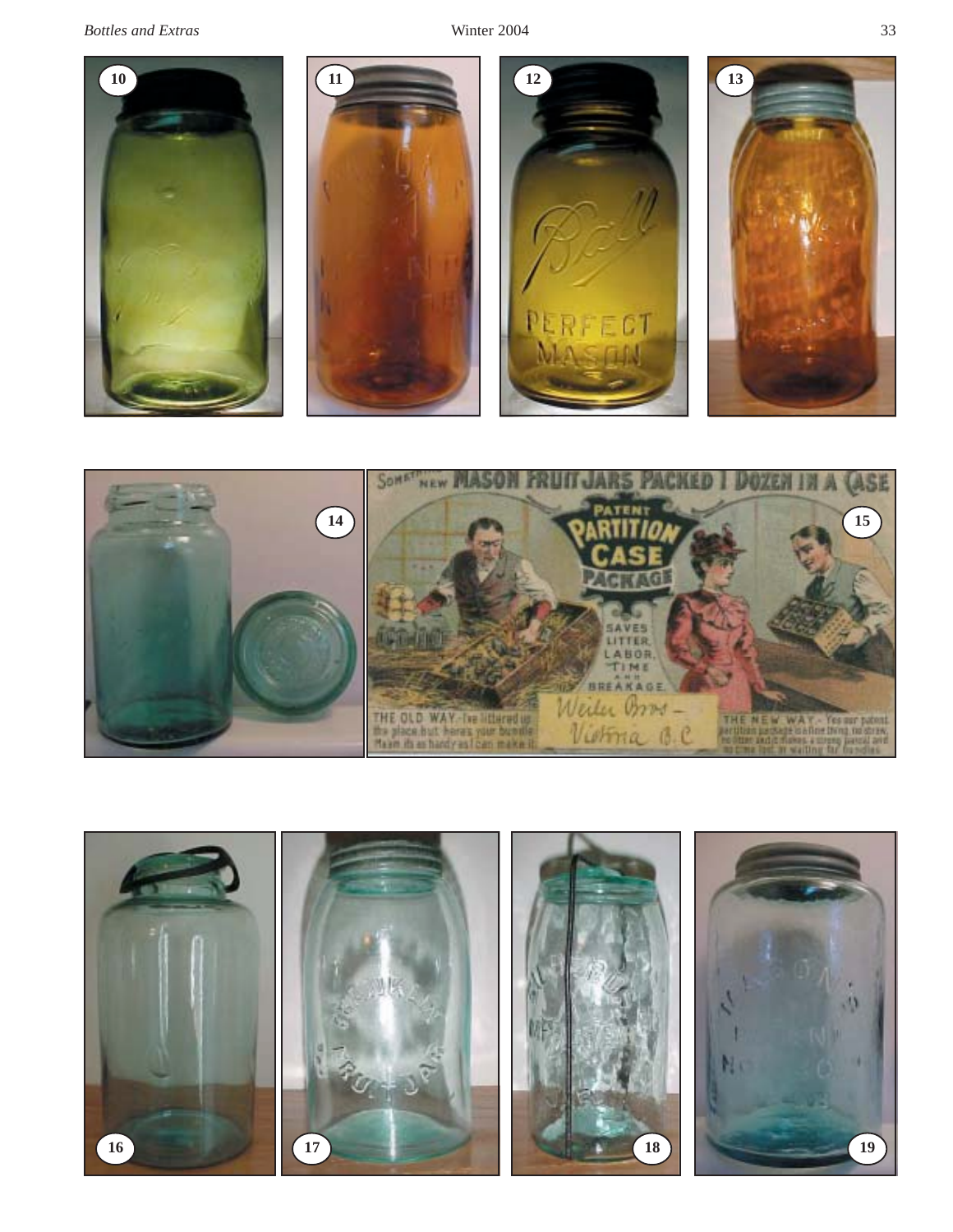10

11

12

13

14

15

16

17

18

19